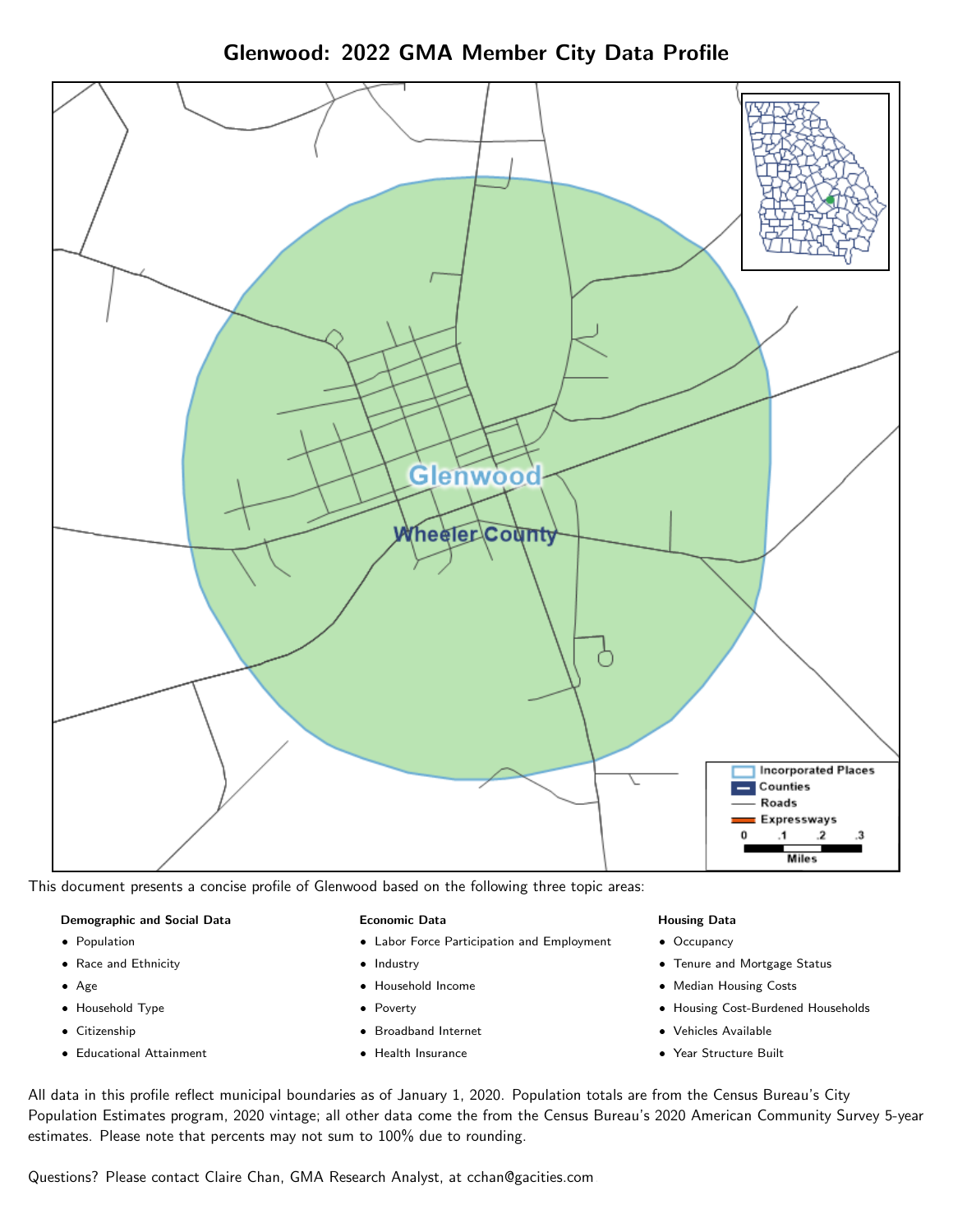# Glenwood: 2022 GMA Member City Data Profile

This document presents a concise profile of Glenwood based on the following three topic areas:

**Demographic and Social Data**

- Population
- Race and Ethnicity
- Age
- Household Type
- Citizenship
- Educational Attainment

**Economic Data**

- Labor Force Participation and Employment
- Industry
- Household Income
- Poverty
- Broadband Internet
- Health Insurance

**Housing Data**

- Occupancy
- Tenure and Mortgage Status
- Median Housing Costs
- Housing Cost-Burdened Households
- Vehicles Available
- Year Structure Built

All data in this profile reflect municipal boundaries as of January 1, 2020. Population totals are from the Census Bureau's City Population Estimates program, 2020 vintage; all other data come the from the Census Bureau's 2020 American Community Survey 5-year estimates. Please note that percents may not sum to 100% due to rounding.

Questions? Please contact Claire Chan, GMA Research Analyst, at cchan@gacities.com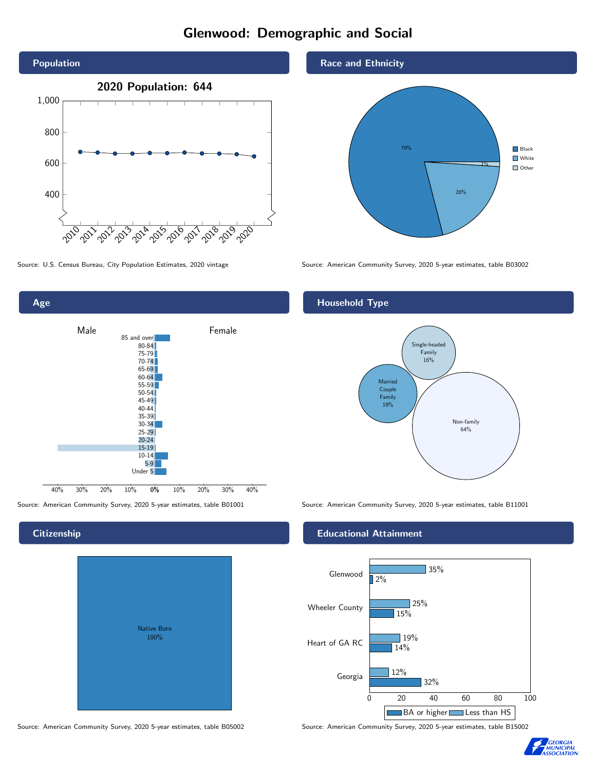# Glenwood: Demographic and Social

## Population

2020 Population: 644

Source: U.S. Census Bureau, City Population Estimates, 2020 vintage

## Race and Ethnicity

| Race | Share |
|---|---|
| Black | 79% |
| White | 20% |
| Other | 1% |

Source: American Community Survey, 2020 5-year estimates, table B03002

## Age

Source: American Community Survey, 2020 5-year estimates, table B01001

## Household Type

| Household Type | Share |
|---|---|
| Single-headed Family | 16% |
| Married Couple Family | 19% |
| Non-family | 64% |

Source: American Community Survey, 2020 5-year estimates, table B11001

## Citizenship

Native Born 100%

Source: American Community Survey, 2020 5-year estimates, table B05002

## Educational Attainment

| Area | Less than HS | BA or higher |
|---|---|---|
| Glenwood | 35% | 2% |
| Wheeler County | 25% | 15% |
| Heart of GA RC | 19% | 14% |
| Georgia | 12% | 32% |

Source: American Community Survey, 2020 5-year estimates, table B15002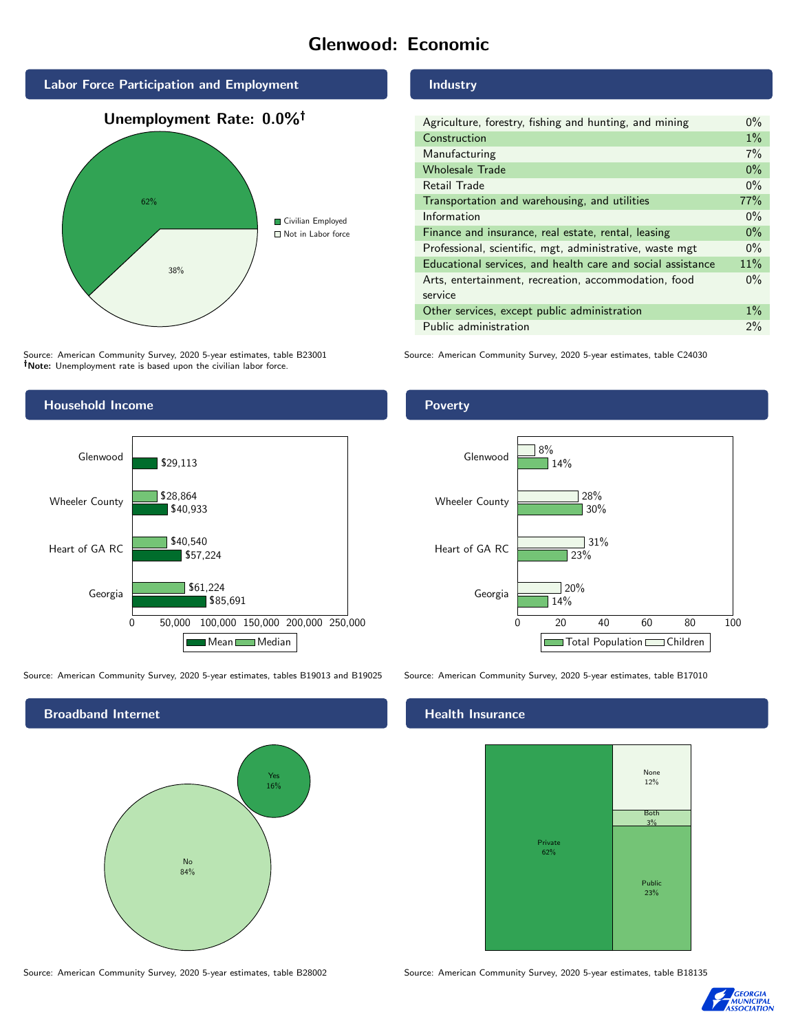# Glenwood: Economic

## Labor Force Participation and Employment

**Unemployment Rate: 0.0%†**

| Category | Percent |
|---|---|
| Civilian Employed | 62% |
| Not in Labor force | 38% |

Source: American Community Survey, 2020 5-year estimates, table B23001
†Note: Unemployment rate is based upon the civilian labor force.

## Industry

| Industry | Percent |
|---|---|
| Agriculture, forestry, fishing and hunting, and mining | 0% |
| Construction | 1% |
| Manufacturing | 7% |
| Wholesale Trade | 0% |
| Retail Trade | 0% |
| Transportation and warehousing, and utilities | 77% |
| Information | 0% |
| Finance and insurance, real estate, rental, leasing | 0% |
| Professional, scientific, mgt, administrative, waste mgt | 0% |
| Educational services, and health care and social assistance | 11% |
| Arts, entertainment, recreation, accommodation, food service | 0% |
| Other services, except public administration | 1% |
| Public administration | 2% |

Source: American Community Survey, 2020 5-year estimates, table C24030

## Household Income

| Area | Median | Mean |
|---|---|---|
| Glenwood | | $29,113 |
| Wheeler County | $28,864 | $40,933 |
| Heart of GA RC | $40,540 | $57,224 |
| Georgia | $61,224 | $85,691 |

Source: American Community Survey, 2020 5-year estimates, tables B19013 and B19025

## Poverty

| Area | Children | Total Population |
|---|---|---|
| Glenwood | 8% | 14% |
| Wheeler County | 28% | 30% |
| Heart of GA RC | 31% | 23% |
| Georgia | 20% | 14% |

Source: American Community Survey, 2020 5-year estimates, table B17010

## Broadband Internet

| Response | Percent |
|---|---|
| Yes | 16% |
| No | 84% |

Source: American Community Survey, 2020 5-year estimates, table B28002

## Health Insurance

| Type | Percent |
|---|---|
| Private | 62% |
| Public | 23% |
| Both | 3% |
| None | 12% |

Source: American Community Survey, 2020 5-year estimates, table B18135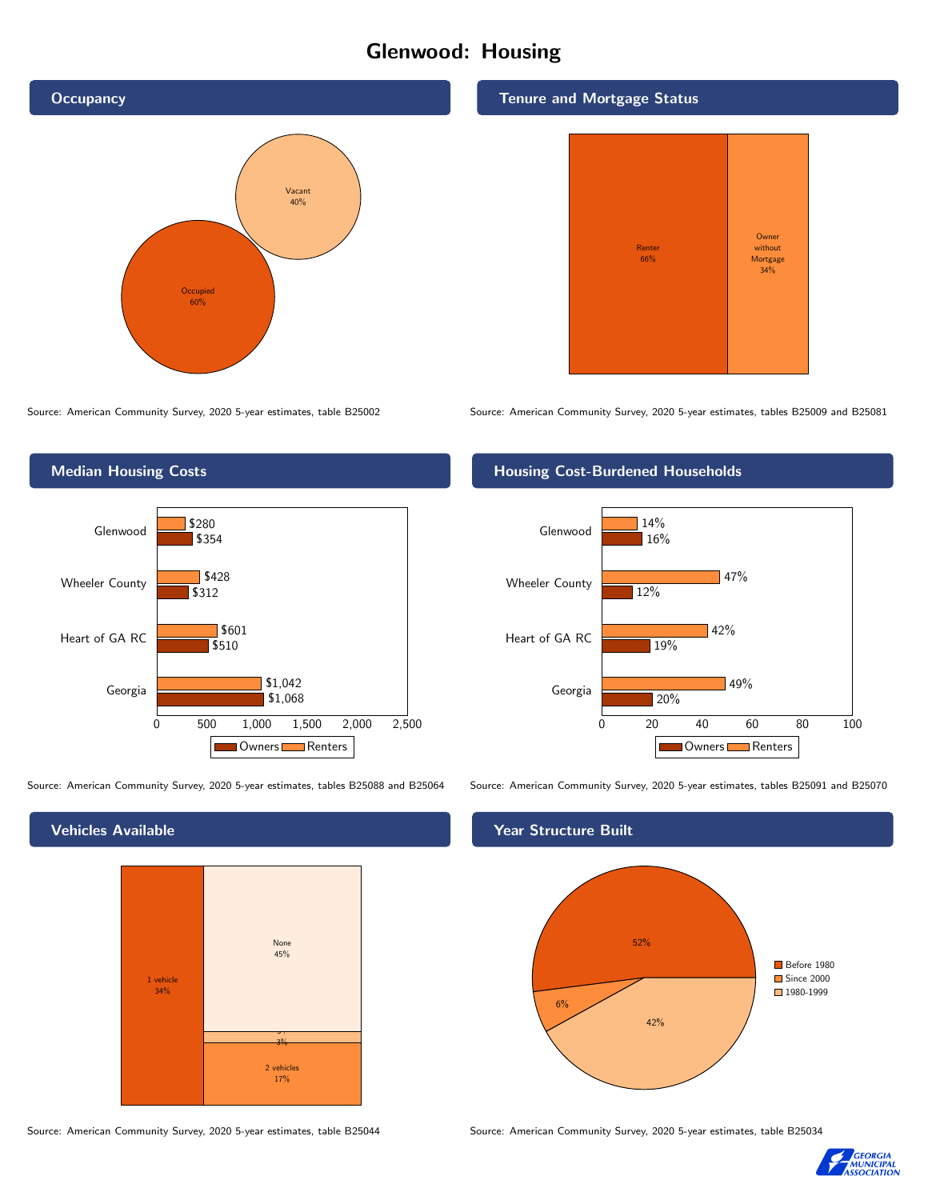# Glenwood: Housing

## Occupancy

Vacant
40%

Occupied
60%

Source: American Community Survey, 2020 5-year estimates, table B25002

## Tenure and Mortgage Status

Renter
66%

Owner without Mortgage
34%

Source: American Community Survey, 2020 5-year estimates, tables B25009 and B25081

## Median Housing Costs

Glenwood
$280
$354

Wheeler County
$428
$312

Heart of GA RC
$601
$510

Georgia
$1,042
$1,068

0 500 1,000 1,500 2,000 2,500

Owners Renters

Source: American Community Survey, 2020 5-year estimates, tables B25088 and B25064

## Housing Cost-Burdened Households

Glenwood
14%
16%

Wheeler County
47%
12%

Heart of GA RC
42%
19%

Georgia
49%
20%

0 20 40 60 80 100

Owners Renters

Source: American Community Survey, 2020 5-year estimates, tables B25091 and B25070

## Vehicles Available

1 vehicle
34%

None
45%

3+
3%

2 vehicles
17%

Source: American Community Survey, 2020 5-year estimates, table B25044

## Year Structure Built

52%

6%

42%

Before 1980
Since 2000
1980-1999

Source: American Community Survey, 2020 5-year estimates, table B25034

GEORGIA MUNICIPAL ASSOCIATION